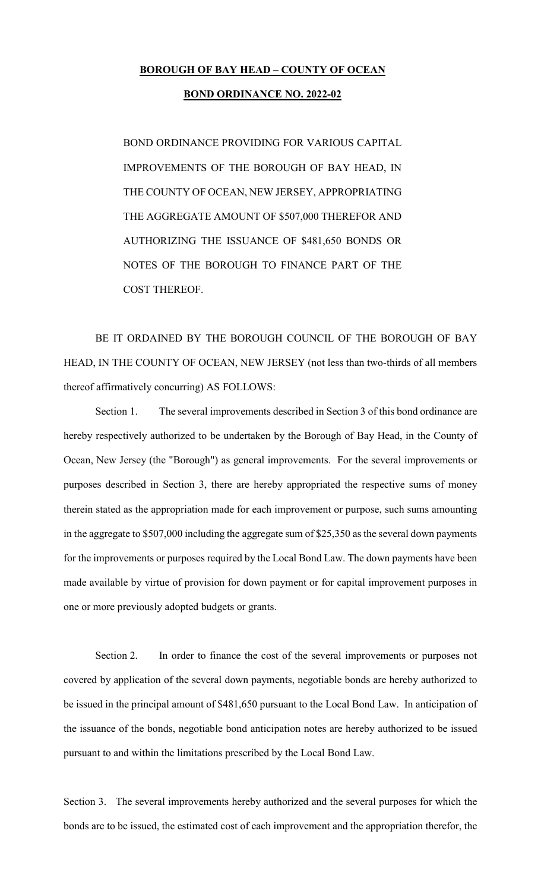**BOROUGH OF BAY HEAD – COUNTY OF OCEAN**

**BOND ORDINANCE NO. 2022-02**

BOND ORDINANCE PROVIDING FOR VARIOUS CAPITAL IMPROVEMENTS OF THE BOROUGH OF BAY HEAD, IN THE COUNTY OF OCEAN, NEW JERSEY, APPROPRIATING THE AGGREGATE AMOUNT OF $507,000 THEREFOR AND AUTHORIZING THE ISSUANCE OF $481,650 BONDS OR NOTES OF THE BOROUGH TO FINANCE PART OF THE COST THEREOF.

BE IT ORDAINED BY THE BOROUGH COUNCIL OF THE BOROUGH OF BAY HEAD, IN THE COUNTY OF OCEAN, NEW JERSEY (not less than two-thirds of all members thereof affirmatively concurring) AS FOLLOWS:

Section 1. The several improvements described in Section 3 of this bond ordinance are hereby respectively authorized to be undertaken by the Borough of Bay Head, in the County of Ocean, New Jersey (the "Borough") as general improvements. For the several improvements or purposes described in Section 3, there are hereby appropriated the respective sums of money therein stated as the appropriation made for each improvement or purpose, such sums amounting in the aggregate to $507,000 including the aggregate sum of $25,350 as the several down payments for the improvements or purposes required by the Local Bond Law. The down payments have been made available by virtue of provision for down payment or for capital improvement purposes in one or more previously adopted budgets or grants.

Section 2. In order to finance the cost of the several improvements or purposes not covered by application of the several down payments, negotiable bonds are hereby authorized to be issued in the principal amount of $481,650 pursuant to the Local Bond Law. In anticipation of the issuance of the bonds, negotiable bond anticipation notes are hereby authorized to be issued pursuant to and within the limitations prescribed by the Local Bond Law.

Section 3. The several improvements hereby authorized and the several purposes for which the bonds are to be issued, the estimated cost of each improvement and the appropriation therefor, the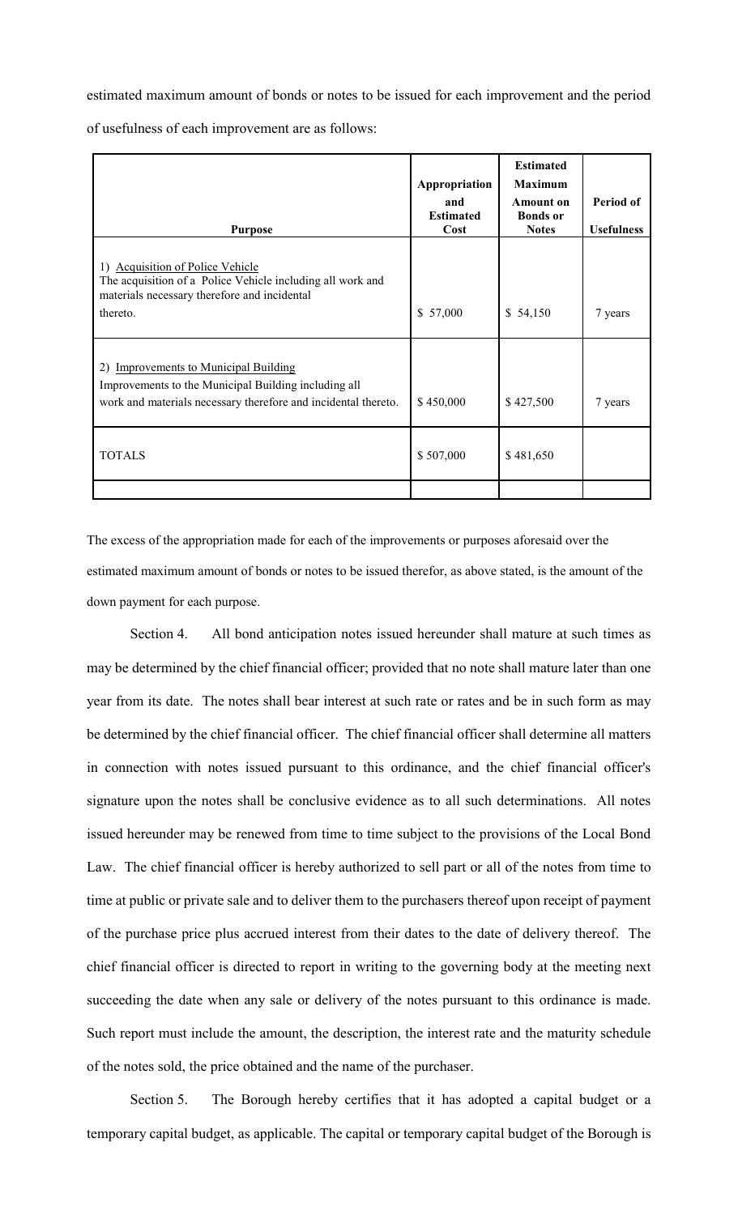estimated maximum amount of bonds or notes to be issued for each improvement and the period of usefulness of each improvement are as follows:

| Purpose | Appropriation and Estimated Cost | Estimated Maximum Amount on Bonds or Notes | Period of Usefulness |
|---|---|---|---|
| 1) Acquisition of Police Vehicle<br>The acquisition of a Police Vehicle including all work and materials necessary therefore and incidental thereto. | $ 57,000 | $ 54,150 | 7 years |
| 2) Improvements to Municipal Building<br>Improvements to the Municipal Building including all work and materials necessary therefore and incidental thereto. | $ 450,000 | $ 427,500 | 7 years |
| TOTALS | $ 507,000 | $ 481,650 | |
| | | | |

The excess of the appropriation made for each of the improvements or purposes aforesaid over the estimated maximum amount of bonds or notes to be issued therefor, as above stated, is the amount of the down payment for each purpose.

Section 4. All bond anticipation notes issued hereunder shall mature at such times as may be determined by the chief financial officer; provided that no note shall mature later than one year from its date. The notes shall bear interest at such rate or rates and be in such form as may be determined by the chief financial officer. The chief financial officer shall determine all matters in connection with notes issued pursuant to this ordinance, and the chief financial officer's signature upon the notes shall be conclusive evidence as to all such determinations. All notes issued hereunder may be renewed from time to time subject to the provisions of the Local Bond Law. The chief financial officer is hereby authorized to sell part or all of the notes from time to time at public or private sale and to deliver them to the purchasers thereof upon receipt of payment of the purchase price plus accrued interest from their dates to the date of delivery thereof. The chief financial officer is directed to report in writing to the governing body at the meeting next succeeding the date when any sale or delivery of the notes pursuant to this ordinance is made. Such report must include the amount, the description, the interest rate and the maturity schedule of the notes sold, the price obtained and the name of the purchaser.

Section 5. The Borough hereby certifies that it has adopted a capital budget or a temporary capital budget, as applicable. The capital or temporary capital budget of the Borough is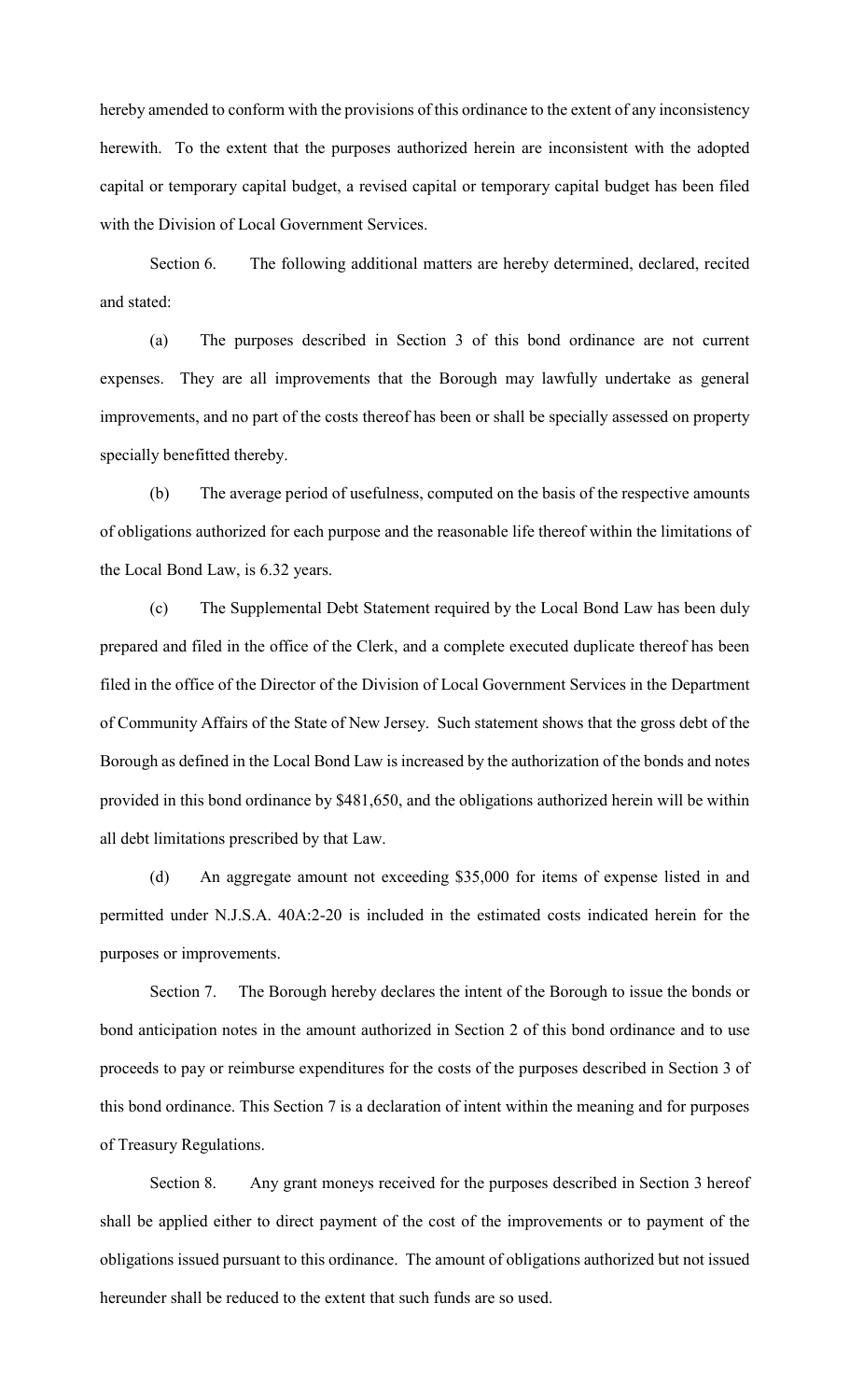hereby amended to conform with the provisions of this ordinance to the extent of any inconsistency herewith. To the extent that the purposes authorized herein are inconsistent with the adopted capital or temporary capital budget, a revised capital or temporary capital budget has been filed with the Division of Local Government Services.

Section 6. The following additional matters are hereby determined, declared, recited and stated:

(a) The purposes described in Section 3 of this bond ordinance are not current expenses. They are all improvements that the Borough may lawfully undertake as general improvements, and no part of the costs thereof has been or shall be specially assessed on property specially benefitted thereby.

(b) The average period of usefulness, computed on the basis of the respective amounts of obligations authorized for each purpose and the reasonable life thereof within the limitations of the Local Bond Law, is 6.32 years.

(c) The Supplemental Debt Statement required by the Local Bond Law has been duly prepared and filed in the office of the Clerk, and a complete executed duplicate thereof has been filed in the office of the Director of the Division of Local Government Services in the Department of Community Affairs of the State of New Jersey. Such statement shows that the gross debt of the Borough as defined in the Local Bond Law is increased by the authorization of the bonds and notes provided in this bond ordinance by $481,650, and the obligations authorized herein will be within all debt limitations prescribed by that Law.

(d) An aggregate amount not exceeding $35,000 for items of expense listed in and permitted under N.J.S.A. 40A:2-20 is included in the estimated costs indicated herein for the purposes or improvements.

Section 7. The Borough hereby declares the intent of the Borough to issue the bonds or bond anticipation notes in the amount authorized in Section 2 of this bond ordinance and to use proceeds to pay or reimburse expenditures for the costs of the purposes described in Section 3 of this bond ordinance. This Section 7 is a declaration of intent within the meaning and for purposes of Treasury Regulations.

Section 8. Any grant moneys received for the purposes described in Section 3 hereof shall be applied either to direct payment of the cost of the improvements or to payment of the obligations issued pursuant to this ordinance. The amount of obligations authorized but not issued hereunder shall be reduced to the extent that such funds are so used.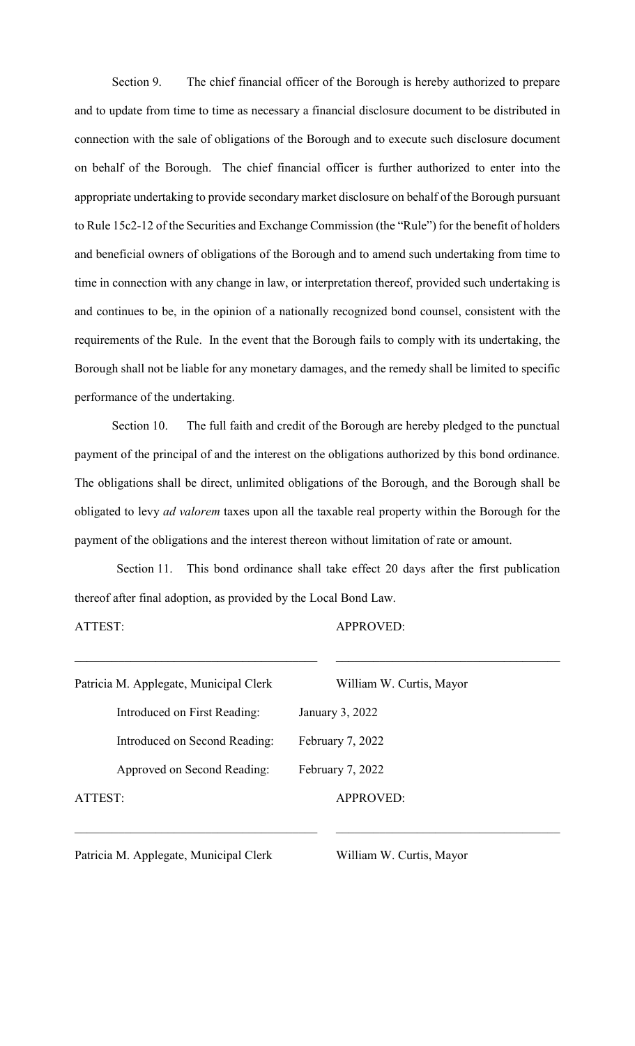Section 9. The chief financial officer of the Borough is hereby authorized to prepare and to update from time to time as necessary a financial disclosure document to be distributed in connection with the sale of obligations of the Borough and to execute such disclosure document on behalf of the Borough. The chief financial officer is further authorized to enter into the appropriate undertaking to provide secondary market disclosure on behalf of the Borough pursuant to Rule 15c2-12 of the Securities and Exchange Commission (the "Rule") for the benefit of holders and beneficial owners of obligations of the Borough and to amend such undertaking from time to time in connection with any change in law, or interpretation thereof, provided such undertaking is and continues to be, in the opinion of a nationally recognized bond counsel, consistent with the requirements of the Rule. In the event that the Borough fails to comply with its undertaking, the Borough shall not be liable for any monetary damages, and the remedy shall be limited to specific performance of the undertaking.

Section 10. The full faith and credit of the Borough are hereby pledged to the punctual payment of the principal of and the interest on the obligations authorized by this bond ordinance. The obligations shall be direct, unlimited obligations of the Borough, and the Borough shall be obligated to levy *ad valorem* taxes upon all the taxable real property within the Borough for the payment of the obligations and the interest thereon without limitation of rate or amount.

Section 11. This bond ordinance shall take effect 20 days after the first publication thereof after final adoption, as provided by the Local Bond Law.

ATTEST: APPROVED:

\_\_\_\_\_\_\_\_\_\_\_\_\_\_\_\_\_\_\_\_\_\_\_\_\_\_\_\_\_\_\_\_\_\_\_\_ \_\_\_\_\_\_\_\_\_\_\_\_\_\_\_\_\_\_\_\_\_\_\_\_\_\_\_\_\_\_\_\_\_\_\_\_

Patricia M. Applegate, Municipal Clerk William W. Curtis, Mayor

Introduced on First Reading: January 3, 2022

Introduced on Second Reading: February 7, 2022

Approved on Second Reading: February 7, 2022

ATTEST: APPROVED:

\_\_\_\_\_\_\_\_\_\_\_\_\_\_\_\_\_\_\_\_\_\_\_\_\_\_\_\_\_\_\_\_\_\_\_\_ \_\_\_\_\_\_\_\_\_\_\_\_\_\_\_\_\_\_\_\_\_\_\_\_\_\_\_\_\_\_\_\_\_\_\_\_

Patricia M. Applegate, Municipal Clerk William W. Curtis, Mayor